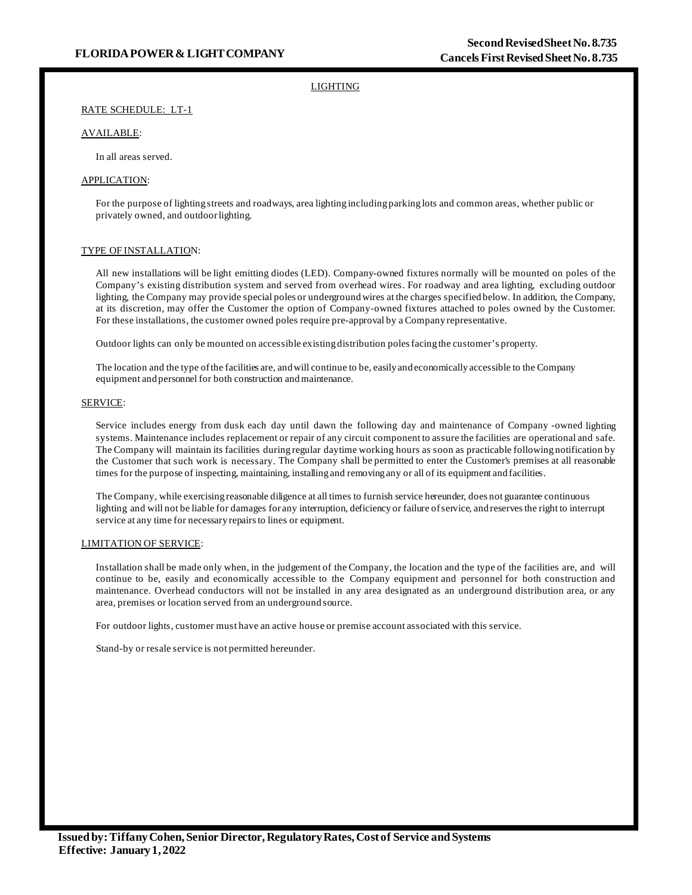**FLORIDA POWER & LIGHT COMPANY**

**Second Revised Sheet No. 8.735**
**Cancels First Revised Sheet No. 8.735**

# LIGHTING

## RATE SCHEDULE: LT-1

## AVAILABLE:

In all areas served.

## APPLICATION:

For the purpose of lighting streets and roadways, area lighting including parking lots and common areas, whether public or privately owned, and outdoor lighting.

## TYPE OF INSTALLATION:

All new installations will be light emitting diodes (LED). Company-owned fixtures normally will be mounted on poles of the Company's existing distribution system and served from overhead wires. For roadway and area lighting, excluding outdoor lighting, the Company may provide special poles or underground wires at the charges specified below. In addition, the Company, at its discretion, may offer the Customer the option of Company-owned fixtures attached to poles owned by the Customer. For these installations, the customer owned poles require pre-approval by a Company representative.

Outdoor lights can only be mounted on accessible existing distribution poles facing the customer's property.

The location and the type of the facilities are, and will continue to be, easily and economically accessible to the Company equipment and personnel for both construction and maintenance.

## SERVICE:

Service includes energy from dusk each day until dawn the following day and maintenance of Company -owned lighting systems. Maintenance includes replacement or repair of any circuit component to assure the facilities are operational and safe. The Company will maintain its facilities during regular daytime working hours as soon as practicable following notification by the Customer that such work is necessary. The Company shall be permitted to enter the Customer's premises at all reasonable times for the purpose of inspecting, maintaining, installing and removing any or all of its equipment and facilities.

The Company, while exercising reasonable diligence at all times to furnish service hereunder, does not guarantee continuous lighting and will not be liable for damages for any interruption, deficiency or failure of service, and reserves the right to interrupt service at any time for necessary repairs to lines or equipment.

## LIMITATION OF SERVICE:

Installation shall be made only when, in the judgement of the Company, the location and the type of the facilities are, and will continue to be, easily and economically accessible to the Company equipment and personnel for both construction and maintenance. Overhead conductors will not be installed in any area designated as an underground distribution area, or any area, premises or location served from an underground source.

For outdoor lights, customer must have an active house or premise account associated with this service.

Stand-by or resale service is not permitted hereunder.

**Issued by: Tiffany Cohen, Senior Director, Regulatory Rates, Cost of Service and Systems**
**Effective: January 1, 2022**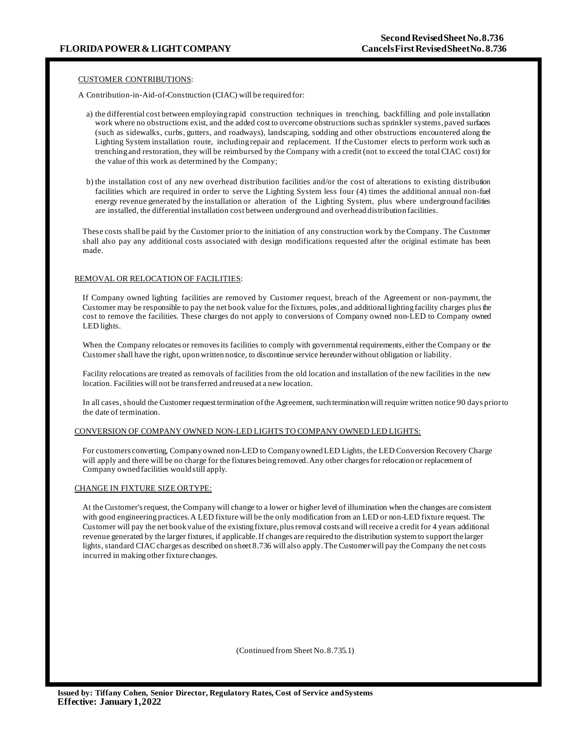## CUSTOMER CONTRIBUTIONS:

A Contribution-in-Aid-of-Construction (CIAC) will be required for:

a) the differential cost between employing rapid construction techniques in trenching, backfilling and pole installation work where no obstructions exist, and the added cost to overcome obstructions such as sprinkler systems, paved surfaces (such as sidewalks, curbs, gutters, and roadways), landscaping, sodding and other obstructions encountered along the Lighting System installation route, including repair and replacement. If the Customer elects to perform work such as trenching and restoration, they will be reimbursed by the Company with a credit (not to exceed the total CIAC cost) for the value of this work as determined by the Company;

b) the installation cost of any new overhead distribution facilities and/or the cost of alterations to existing distribution facilities which are required in order to serve the Lighting System less four (4) times the additional annual non-fuel energy revenue generated by the installation or alteration of the Lighting System, plus where underground facilities are installed, the differential installation cost between underground and overhead distribution facilities.

These costs shall be paid by the Customer prior to the initiation of any construction work by the Company. The Customer shall also pay any additional costs associated with design modifications requested after the original estimate has been made.

## REMOVAL OR RELOCATION OF FACILITIES:

If Company owned lighting facilities are removed by Customer request, breach of the Agreement or non-payment, the Customer may be responsible to pay the net book value for the fixtures, poles, and additional lighting facility charges plus the cost to remove the facilities. These charges do not apply to conversions of Company owned non-LED to Company owned LED lights.

When the Company relocates or removes its facilities to comply with governmental requirements, either the Company or the Customer shall have the right, upon written notice, to discontinue service hereunder without obligation or liability.

Facility relocations are treated as removals of facilities from the old location and installation of the new facilities in the new location. Facilities will not be transferred and reused at a new location.

In all cases, should the Customer request termination of the Agreement, such termination will require written notice 90 days prior to the date of termination.

## CONVERSION OF COMPANY OWNED NON-LED LIGHTS TO COMPANY OWNED LED LIGHTS:

For customers converting, Company owned non-LED to Company owned LED Lights, the LED Conversion Recovery Charge will apply and there will be no charge for the fixtures being removed. Any other charges for relocation or replacement of Company owned facilities would still apply.

## CHANGE IN FIXTURE SIZE OR TYPE:

At the Customer's request, the Company will change to a lower or higher level of illumination when the changes are consistent with good engineering practices. A LED fixture will be the only modification from an LED or non-LED fixture request. The Customer will pay the net book value of the existing fixture, plus removal costs and will receive a credit for 4 years additional revenue generated by the larger fixtures, if applicable. If changes are required to the distribution system to support the larger lights, standard CIAC charges as described on sheet 8.736 will also apply. The Customer will pay the Company the net costs incurred in making other fixture changes.

(Continued from Sheet No. 8.735.1)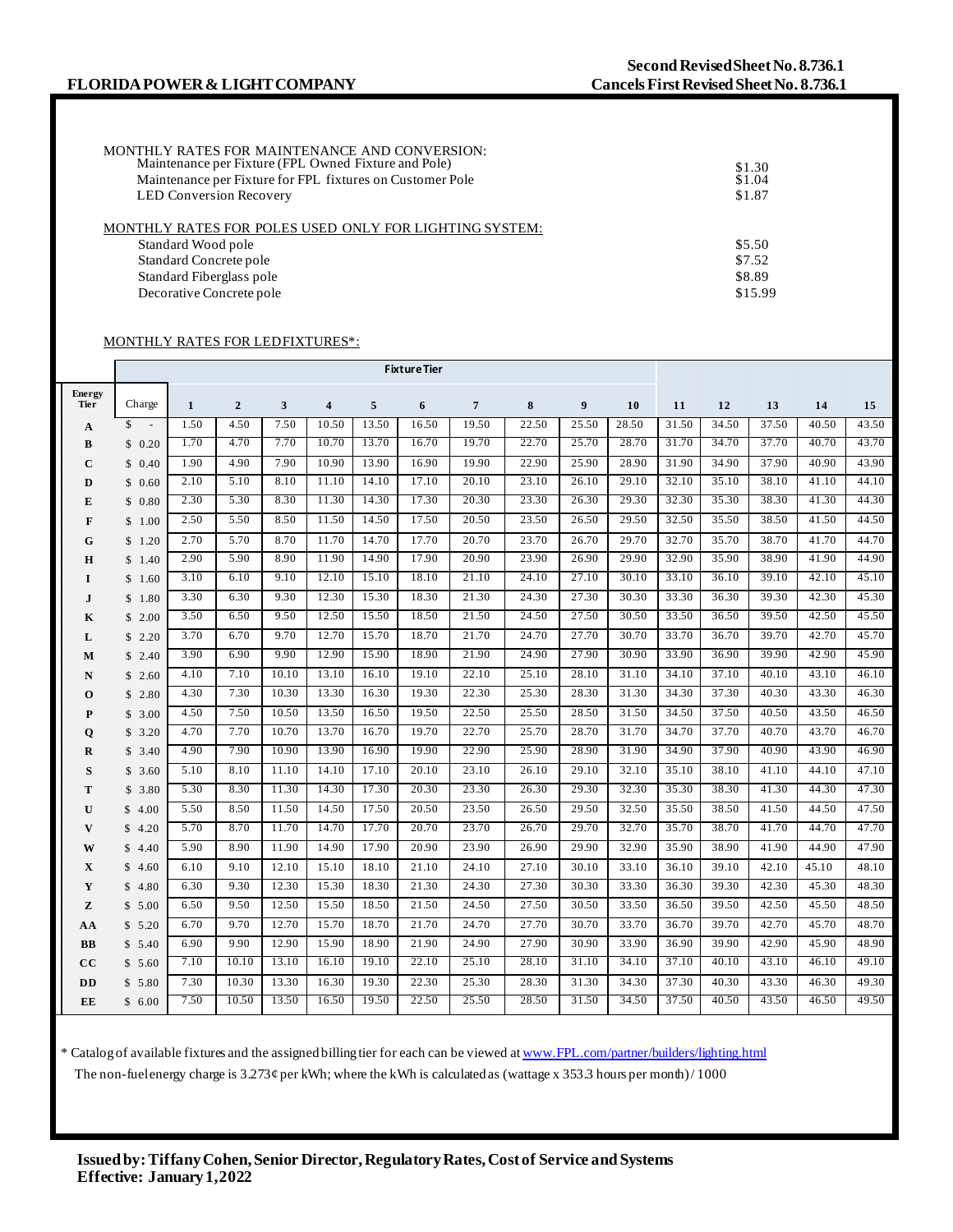FLORIDA POWER & LIGHT COMPANY

Second Revised Sheet No. 8.736.1
Cancels First Revised Sheet No. 8.736.1

MONTHLY RATES FOR MAINTENANCE AND CONVERSION:

| | |
|---|---|
| Maintenance per Fixture (FPL Owned Fixture and Pole) | $1.30 |
| Maintenance per Fixture for FPL fixtures on Customer Pole | $1.04 |
| LED Conversion Recovery | $1.87 |

MONTHLY RATES FOR POLES USED ONLY FOR LIGHTING SYSTEM:

| | |
|---|---|
| Standard Wood pole | $5.50 |
| Standard Concrete pole | $7.52 |
| Standard Fiberglass pole | $8.89 |
| Decorative Concrete pole | $15.99 |

MONTHLY RATES FOR LED FIXTURES*:

| | | Fixture Tier | | | | | | | | | | | | | | |
|---|---|---|---|---|---|---|---|---|---|---|---|---|---|---|---|---|
| **Energy Tier** | Charge | **1** | **2** | **3** | **4** | **5** | **6** | **7** | **8** | **9** | **10** | **11** | **12** | **13** | **14** | **15** |
| **A** | $ - | 1.50 | 4.50 | 7.50 | 10.50 | 13.50 | 16.50 | 19.50 | 22.50 | 25.50 | 28.50 | 31.50 | 34.50 | 37.50 | 40.50 | 43.50 |
| **B** | $ 0.20 | 1.70 | 4.70 | 7.70 | 10.70 | 13.70 | 16.70 | 19.70 | 22.70 | 25.70 | 28.70 | 31.70 | 34.70 | 37.70 | 40.70 | 43.70 |
| **C** | $ 0.40 | 1.90 | 4.90 | 7.90 | 10.90 | 13.90 | 16.90 | 19.90 | 22.90 | 25.90 | 28.90 | 31.90 | 34.90 | 37.90 | 40.90 | 43.90 |
| **D** | $ 0.60 | 2.10 | 5.10 | 8.10 | 11.10 | 14.10 | 17.10 | 20.10 | 23.10 | 26.10 | 29.10 | 32.10 | 35.10 | 38.10 | 41.10 | 44.10 |
| **E** | $ 0.80 | 2.30 | 5.30 | 8.30 | 11.30 | 14.30 | 17.30 | 20.30 | 23.30 | 26.30 | 29.30 | 32.30 | 35.30 | 38.30 | 41.30 | 44.30 |
| **F** | $ 1.00 | 2.50 | 5.50 | 8.50 | 11.50 | 14.50 | 17.50 | 20.50 | 23.50 | 26.50 | 29.50 | 32.50 | 35.50 | 38.50 | 41.50 | 44.50 |
| **G** | $ 1.20 | 2.70 | 5.70 | 8.70 | 11.70 | 14.70 | 17.70 | 20.70 | 23.70 | 26.70 | 29.70 | 32.70 | 35.70 | 38.70 | 41.70 | 44.70 |
| **H** | $ 1.40 | 2.90 | 5.90 | 8.90 | 11.90 | 14.90 | 17.90 | 20.90 | 23.90 | 26.90 | 29.90 | 32.90 | 35.90 | 38.90 | 41.90 | 44.90 |
| **I** | $ 1.60 | 3.10 | 6.10 | 9.10 | 12.10 | 15.10 | 18.10 | 21.10 | 24.10 | 27.10 | 30.10 | 33.10 | 36.10 | 39.10 | 42.10 | 45.10 |
| **J** | $ 1.80 | 3.30 | 6.30 | 9.30 | 12.30 | 15.30 | 18.30 | 21.30 | 24.30 | 27.30 | 30.30 | 33.30 | 36.30 | 39.30 | 42.30 | 45.30 |
| **K** | $ 2.00 | 3.50 | 6.50 | 9.50 | 12.50 | 15.50 | 18.50 | 21.50 | 24.50 | 27.50 | 30.50 | 33.50 | 36.50 | 39.50 | 42.50 | 45.50 |
| **L** | $ 2.20 | 3.70 | 6.70 | 9.70 | 12.70 | 15.70 | 18.70 | 21.70 | 24.70 | 27.70 | 30.70 | 33.70 | 36.70 | 39.70 | 42.70 | 45.70 |
| **M** | $ 2.40 | 3.90 | 6.90 | 9.90 | 12.90 | 15.90 | 18.90 | 21.90 | 24.90 | 27.90 | 30.90 | 33.90 | 36.90 | 39.90 | 42.90 | 45.90 |
| **N** | $ 2.60 | 4.10 | 7.10 | 10.10 | 13.10 | 16.10 | 19.10 | 22.10 | 25.10 | 28.10 | 31.10 | 34.10 | 37.10 | 40.10 | 43.10 | 46.10 |
| **O** | $ 2.80 | 4.30 | 7.30 | 10.30 | 13.30 | 16.30 | 19.30 | 22.30 | 25.30 | 28.30 | 31.30 | 34.30 | 37.30 | 40.30 | 43.30 | 46.30 |
| **P** | $ 3.00 | 4.50 | 7.50 | 10.50 | 13.50 | 16.50 | 19.50 | 22.50 | 25.50 | 28.50 | 31.50 | 34.50 | 37.50 | 40.50 | 43.50 | 46.50 |
| **Q** | $ 3.20 | 4.70 | 7.70 | 10.70 | 13.70 | 16.70 | 19.70 | 22.70 | 25.70 | 28.70 | 31.70 | 34.70 | 37.70 | 40.70 | 43.70 | 46.70 |
| **R** | $ 3.40 | 4.90 | 7.90 | 10.90 | 13.90 | 16.90 | 19.90 | 22.90 | 25.90 | 28.90 | 31.90 | 34.90 | 37.90 | 40.90 | 43.90 | 46.90 |
| **S** | $ 3.60 | 5.10 | 8.10 | 11.10 | 14.10 | 17.10 | 20.10 | 23.10 | 26.10 | 29.10 | 32.10 | 35.10 | 38.10 | 41.10 | 44.10 | 47.10 |
| **T** | $ 3.80 | 5.30 | 8.30 | 11.30 | 14.30 | 17.30 | 20.30 | 23.30 | 26.30 | 29.30 | 32.30 | 35.30 | 38.30 | 41.30 | 44.30 | 47.30 |
| **U** | $ 4.00 | 5.50 | 8.50 | 11.50 | 14.50 | 17.50 | 20.50 | 23.50 | 26.50 | 29.50 | 32.50 | 35.50 | 38.50 | 41.50 | 44.50 | 47.50 |
| **V** | $ 4.20 | 5.70 | 8.70 | 11.70 | 14.70 | 17.70 | 20.70 | 23.70 | 26.70 | 29.70 | 32.70 | 35.70 | 38.70 | 41.70 | 44.70 | 47.70 |
| **W** | $ 4.40 | 5.90 | 8.90 | 11.90 | 14.90 | 17.90 | 20.90 | 23.90 | 26.90 | 29.90 | 32.90 | 35.90 | 38.90 | 41.90 | 44.90 | 47.90 |
| **X** | $ 4.60 | 6.10 | 9.10 | 12.10 | 15.10 | 18.10 | 21.10 | 24.10 | 27.10 | 30.10 | 33.10 | 36.10 | 39.10 | 42.10 | 45.10 | 48.10 |
| **Y** | $ 4.80 | 6.30 | 9.30 | 12.30 | 15.30 | 18.30 | 21.30 | 24.30 | 27.30 | 30.30 | 33.30 | 36.30 | 39.30 | 42.30 | 45.30 | 48.30 |
| **Z** | $ 5.00 | 6.50 | 9.50 | 12.50 | 15.50 | 18.50 | 21.50 | 24.50 | 27.50 | 30.50 | 33.50 | 36.50 | 39.50 | 42.50 | 45.50 | 48.50 |
| **AA** | $ 5.20 | 6.70 | 9.70 | 12.70 | 15.70 | 18.70 | 21.70 | 24.70 | 27.70 | 30.70 | 33.70 | 36.70 | 39.70 | 42.70 | 45.70 | 48.70 |
| **BB** | $ 5.40 | 6.90 | 9.90 | 12.90 | 15.90 | 18.90 | 21.90 | 24.90 | 27.90 | 30.90 | 33.90 | 36.90 | 39.90 | 42.90 | 45.90 | 48.90 |
| **CC** | $ 5.60 | 7.10 | 10.10 | 13.10 | 16.10 | 19.10 | 22.10 | 25.10 | 28.10 | 31.10 | 34.10 | 37.10 | 40.10 | 43.10 | 46.10 | 49.10 |
| **DD** | $ 5.80 | 7.30 | 10.30 | 13.30 | 16.30 | 19.30 | 22.30 | 25.30 | 28.30 | 31.30 | 34.30 | 37.30 | 40.30 | 43.30 | 46.30 | 49.30 |
| **EE** | $ 6.00 | 7.50 | 10.50 | 13.50 | 16.50 | 19.50 | 22.50 | 25.50 | 28.50 | 31.50 | 34.50 | 37.50 | 40.50 | 43.50 | 46.50 | 49.50 |

\* Catalog of available fixtures and the assigned billing tier for each can be viewed at www.FPL.com/partner/builders/lighting.html

The non-fuel energy charge is 3.273¢ per kWh; where the kWh is calculated as (wattage x 353.3 hours per month) / 1000

**Issued by: Tiffany Cohen, Senior Director, Regulatory Rates, Cost of Service and Systems**
**Effective: January 1, 2022**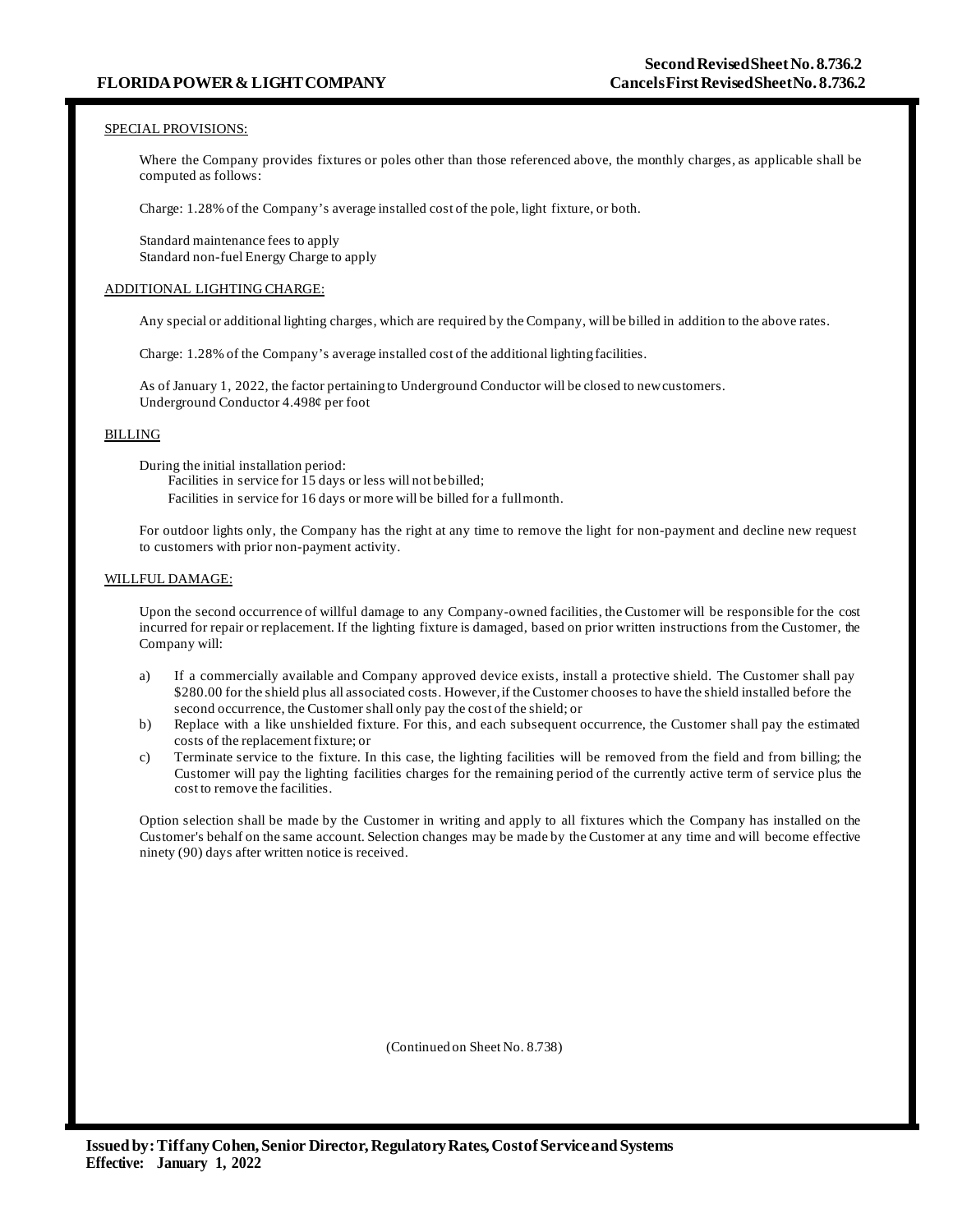SPECIAL PROVISIONS:

Where the Company provides fixtures or poles other than those referenced above, the monthly charges, as applicable shall be computed as follows:

Charge: 1.28% of the Company's average installed cost of the pole, light fixture, or both.

Standard maintenance fees to apply
Standard non-fuel Energy Charge to apply

ADDITIONAL LIGHTING CHARGE:

Any special or additional lighting charges, which are required by the Company, will be billed in addition to the above rates.

Charge: 1.28% of the Company's average installed cost of the additional lighting facilities.

As of January 1, 2022, the factor pertaining to Underground Conductor will be closed to new customers.
Underground Conductor 4.498¢ per foot

BILLING

During the initial installation period:
Facilities in service for 15 days or less will not be billed;
Facilities in service for 16 days or more will be billed for a full month.

For outdoor lights only, the Company has the right at any time to remove the light for non-payment and decline new request to customers with prior non-payment activity.

WILLFUL DAMAGE:

Upon the second occurrence of willful damage to any Company-owned facilities, the Customer will be responsible for the cost incurred for repair or replacement. If the lighting fixture is damaged, based on prior written instructions from the Customer, the Company will:

a) If a commercially available and Company approved device exists, install a protective shield. The Customer shall pay $280.00 for the shield plus all associated costs. However, if the Customer chooses to have the shield installed before the second occurrence, the Customer shall only pay the cost of the shield; or
b) Replace with a like unshielded fixture. For this, and each subsequent occurrence, the Customer shall pay the estimated costs of the replacement fixture; or
c) Terminate service to the fixture. In this case, the lighting facilities will be removed from the field and from billing; the Customer will pay the lighting facilities charges for the remaining period of the currently active term of service plus the cost to remove the facilities.

Option selection shall be made by the Customer in writing and apply to all fixtures which the Company has installed on the Customer's behalf on the same account. Selection changes may be made by the Customer at any time and will become effective ninety (90) days after written notice is received.

(Continued on Sheet No. 8.738)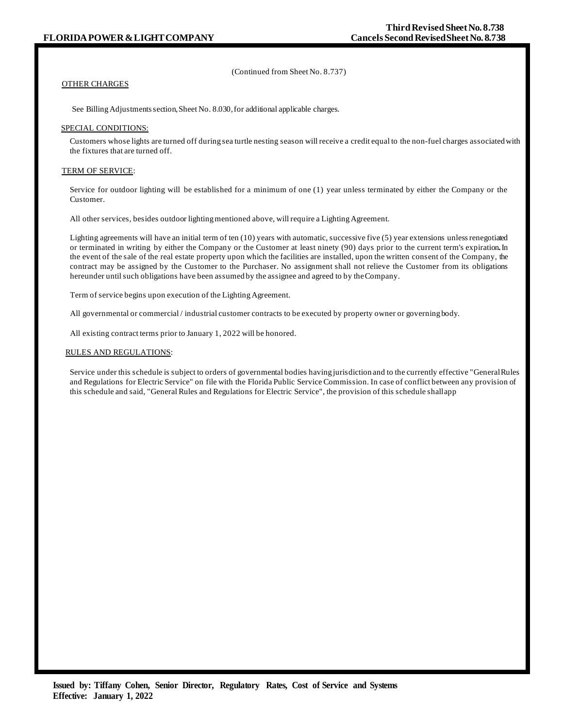(Continued from Sheet No. 8.737)

OTHER CHARGES

See Billing Adjustments section, Sheet No. 8.030, for additional applicable charges.

SPECIAL CONDITIONS:

Customers whose lights are turned off during sea turtle nesting season will receive a credit equal to the non-fuel charges associated with the fixtures that are turned off.

TERM OF SERVICE:

Service for outdoor lighting will be established for a minimum of one (1) year unless terminated by either the Company or the Customer.

All other services, besides outdoor lighting mentioned above, will require a Lighting Agreement.

Lighting agreements will have an initial term of ten (10) years with automatic, successive five (5) year extensions unless renegotiated or terminated in writing by either the Company or the Customer at least ninety (90) days prior to the current term's expiration**.** In the event of the sale of the real estate property upon which the facilities are installed, upon the written consent of the Company, the contract may be assigned by the Customer to the Purchaser. No assignment shall not relieve the Customer from its obligations hereunder until such obligations have been assumed by the assignee and agreed to by the Company.

Term of service begins upon execution of the Lighting Agreement.

All governmental or commercial / industrial customer contracts to be executed by property owner or governing body.

All existing contract terms prior to January 1, 2022 will be honored.

RULES AND REGULATIONS:

Service under this schedule is subject to orders of governmental bodies having jurisdiction and to the currently effective "General Rules and Regulations for Electric Service" on file with the Florida Public Service Commission. In case of conflict between any provision of this schedule and said, "General Rules and Regulations for Electric Service", the provision of this schedule shall app